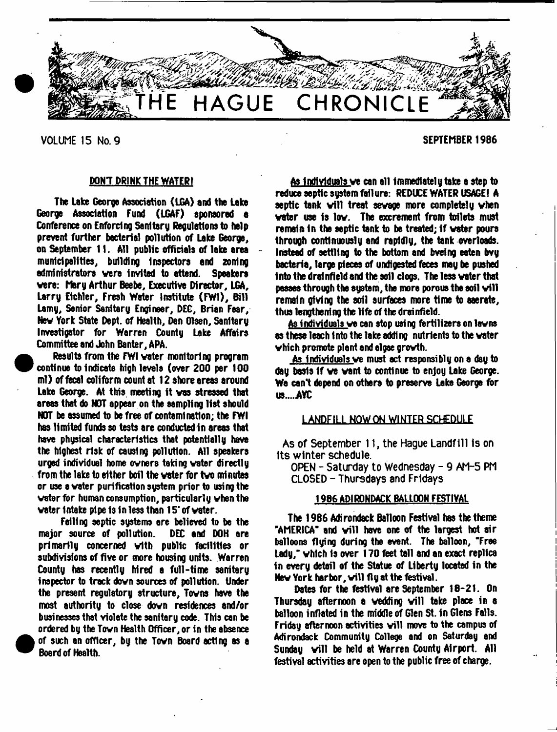# THE HAGUE CHRONICLE

VOLUME 15 No. 9

SEPTEMBER 1986

## DON'T DRINK THE WATER!

The Lake George Association (LGA) and the Lake George Association Fund (LGAF) sponsored a Conference on Enforcing Sanitary Regulations to help prevent further bacterial pollution of Lake George, on September 11. All public officials of lake area municipalities, building inspectors and zoning administrators were invited to attend. Speakers were: Mary Arthur Beebe, Executive Director, LGA, Larry Eichler, Fresh Water Institute (FWI), Bill Lamy, Senior Sanitary Engineer, DEC, Brian Fear, New York State Dept. of Health, Dan Olsen, Sanitary Investigator for Warren County Lake Affairs Committee and John Banter, APA.

Results from the FWI water monitoring program continue to indicate high levels (over 200 per 100 ml) of fecal coliform count at 12 shore areas around Lake George. At this meeting it was stressed that areas that do NOT appear on the sampling list should NOT be assumed to be free of contamination; the FWI has limited funds so tests are conducted in areas that have physical characteristics that potentially have the highest risk of causing pollution. All speakers urged individual home owners taking water directly from the lake to either boil the water for two minutes or use a water purification system prior to using the water for human consumption, particularly when the water intake pipe is in less than 15' of water.

Failing septic systems are believed to be the major source of pollution. DEC and DOH are primarily concerned with public facilities or subdivisions of five or more housing units. Warren County has recently hired a full-time sanitary inspector to track down sources of pollution. Under the present regulatory structure, Towns have the most authority to close down residences and/or businesses that violate the sanitary code. This can be ordered by the Town Health Officer, or in the absence of such an officer, by the Town Board acting as a Board of Health.

As individuals we can all immediately take a step to reduce septic system failure: REDUCE WATER USAGE! A septic tank will treat sewage more completely when water use is low. The excrement from toilets must remain in the septic tank to be treated; if water pours through continuously and rapidly, the tank overloads. Instead of settling to the bottom and bveing eaten bvy bacteria, large pieces of undigested feces may be pushed into the drainfield and the soil clogs. The less water that passes through the system, the more porous the soil will remain giving the soil surfaces more time to aaerate, thus lengthening the life of the drainfield.

As individuals we can stop using fertilizers on lawns as these leach into the lake adding nutrients to the water which promote plant and algae growth.

As individuals we must act responsibly on a day to day basis if we want to continue to enjoy Lake George. We can't depend on others to preserve Lake George for us....AYC

## LANDFILL NOW ON WINTER SCHEDULE

As of September 11, the Hague Landfill is on its winter schedule.

OPEN - Saturday to Wednesday - 9 AM-5 PM
CLOSED - Thursdays and Fridays

## 1986 ADIRONDACK BALLOON FESTIVAL

The 1986 Adirondack Balloon Festival has the theme "AMERICA" and will have one of the largest hot air balloons flying during the event. The balloon, "Free Lady," which is over 170 feet tall and an exact replica in every detail of the Statue of Liberty located in the New York harbor, will fly at the festival.

Dates for the festival are September 18-21. On Thursday afternoon a wedding will take place in a balloon inflated in the middle of Glen St. in Glens Falls. Friday afternoon activities will move to the campus of Adirondack Community College and on Saturday and Sunday will be held at Warren County Airport. All festival activities are open to the public free of charge.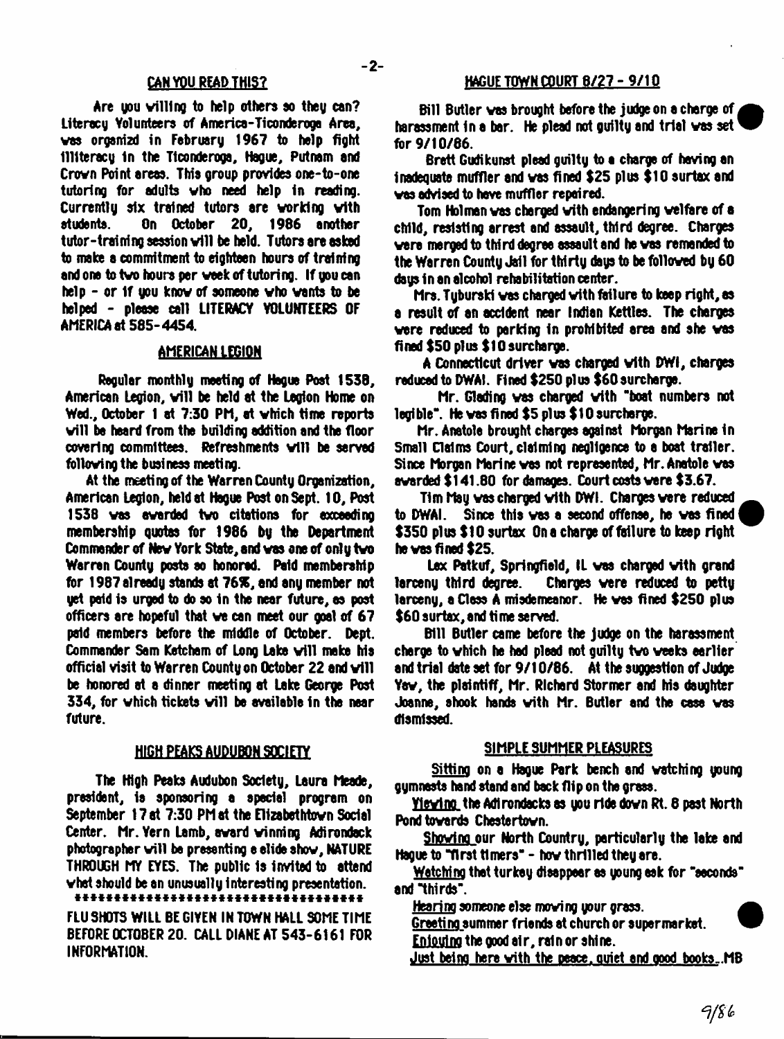## CAN YOU READ THIS?

Are you willing to help others so they can? Literacy Volunteers of America-Ticonderoga Area, was organizd in February 1967 to help fight illiteracy in the Ticonderoga, Hague, Putnam and Crown Point areas. This group provides one-to-one tutoring for adults who need help in reading. Currently six trained tutors are working with students. On October 20, 1986 another tutor-training session will be held. Tutors are asked to make a commitment to eighteen hours of training and one to two hours per week of tutoring. If you can help - or if you know of someone who wants to be helped - please call LITERACY VOLUNTEERS OF AMERICA at 585-4454.

## AMERICAN LEGION

Regular monthly meeting of Hague Post 1538, American Legion, will be held at the Legion Home on Wed., October 1 at 7:30 PM, at which time reports will be heard from the building addition and the floor covering committees. Refreshments will be served following the business meeting.

At the meeting of the Warren County Organization, American Legion, held at Hague Post on Sept. 10, Post 1538 was awarded two citations for exceeding membership quotas for 1986 by the Department Commander of New York State, and was one of only two Warren County posts so honored. Paid membership for 1987 already stands at 76%, and any member not yet paid is urged to do so in the near future, as post officers are hopeful that we can meet our goal of 67 paid members before the middle of October. Dept. Commander Sam Ketcham of Long Lake will make his official visit to Warren County on October 22 and will be honored at a dinner meeting at Lake George Post 334, for which tickets will be available in the near future.

## HIGH PEAKS AUDUBON SOCIETY

The High Peaks Audubon Society, Laura Meade, president, is sponsoring a special program on September 17 at 7:30 PM at the Elizabethtown Social Center. Mr. Vern Lamb, award winning Adirondack photographer will be presenting a slide show, NATURE THROUGH MY EYES. The public is invited to attend what should be an unusually interesting presentation.

************************************

FLU SHOTS WILL BE GIVEN IN TOWN HALL SOME TIME BEFORE OCTOBER 20. CALL DIANE AT 543-6161 FOR INFORMATION.

## HAGUE TOWN COURT 8/27 - 9/10

Bill Butler was brought before the judge on a charge of harassment in a bar. He plead not guilty and trial was set for 9/10/86.

Brett Gudikunst plead guilty to a charge of having an inadequate muffler and was fined $25 plus $10 surtax and was advised to have muffler repaired.

Tom Holman was charged with endangering welfare of a child, resisting arrest and assault, third degree. Charges were merged to third degree assault and he was remanded to the Warren County Jail for thirty days to be followed by 60 days in an alcohol rehabilitation center.

Mrs. Tyburski was charged with failure to keep right, as a result of an accident near Indian Kettles. The charges were reduced to parking in prohibited area and she was fined $50 plus $10 surcharge.

A Connecticut driver was charged with DWI, charges reduced to DWAI. Fined $250 plus $60 surcharge.

Mr. Gleding was charged with "boat numbers not legible". He was fined $5 plus $10 surcharge.

Mr. Anatole brought charges against Morgan Marine in Small Claims Court, claiming negligence to a boat trailer. Since Morgan Marine was not represented, Mr. Anatole was awarded $141.80 for damages. Court costs were $3.67.

Tim May was charged with DWI. Charges were reduced to DWAI. Since this was a second offense, he was fined $350 plus $10 surtax. On a charge of failure to keep right he was fined $25.

Lex Patkuf, Springfield, IL was charged with grand larceny third degree. Charges were reduced to petty larceny, a Class A misdemeanor. He was fined $250 plus $60 surtax, and time served.

Bill Butler came before the judge on the harassment charge to which he had plead not guilty two weeks earlier and trial date set for 9/10/86. At the suggestion of Judge Yaw, the plaintiff, Mr. Richard Stormer and his daughter Joanne, shook hands with Mr. Butler and the case was dismissed.

## SIMPLE SUMMER PLEASURES

Sitting on a Hague Park bench and watching young gymnasts hand stand and back flip on the grass.

Viewing the Adirondacks as you ride down Rt. 8 past North Pond towards Chestertown.

Showing our North Country, particularly the lake and Hague to "first timers" - how thrilled they are.

Watching that turkey disappear as young ask for "seconds" and "thirds".

Hearing someone else mowing your grass.

Greeting summer friends at church or supermarket.

Enjoying the good air, rain or shine.

Just being here with the peace, quiet and good books..MB

9/86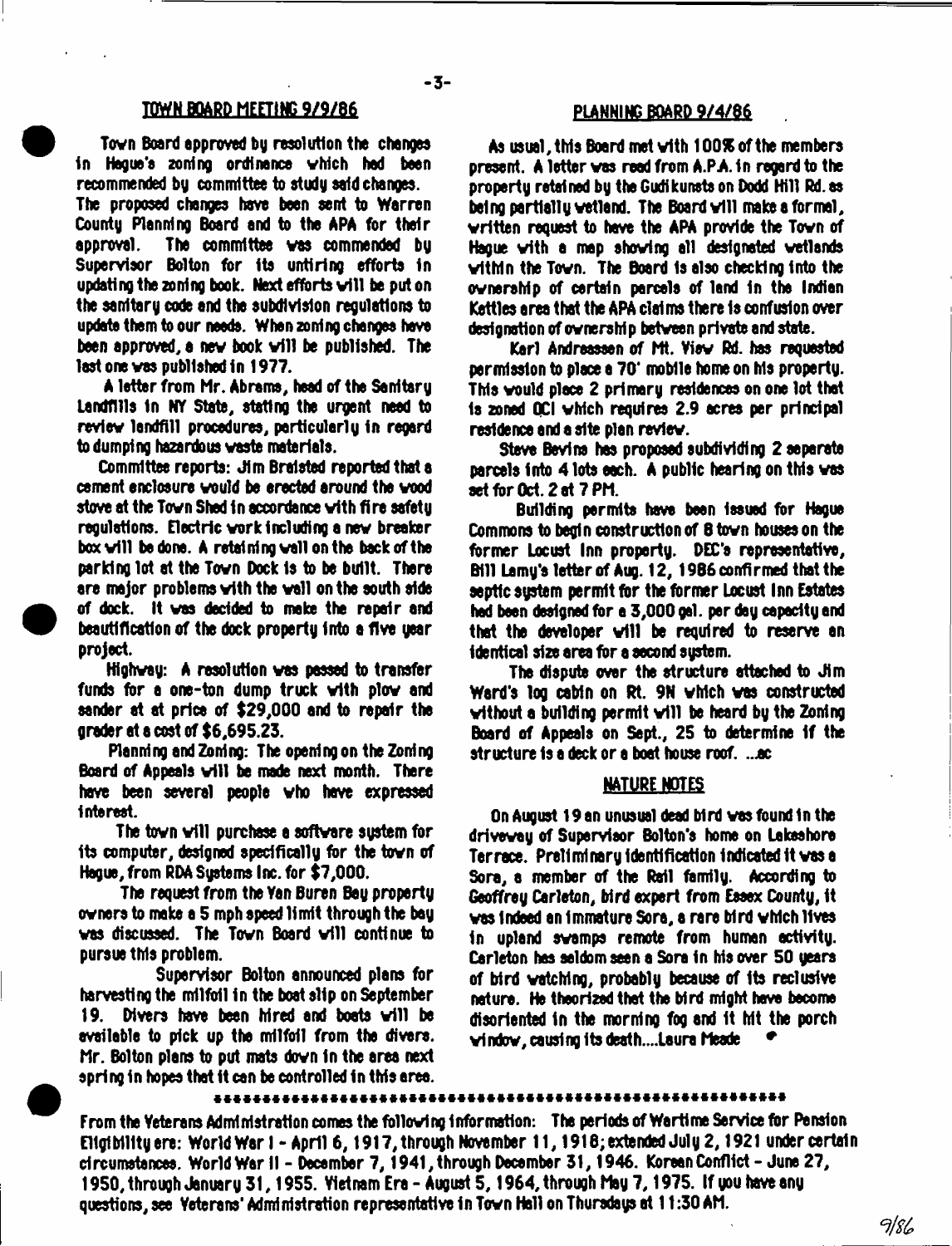## TOWN BOARD MEETING 9/9/86

Town Board approved by resolution the changes in Hague's zoning ordinance which had been recommended by committee to study said changes. The proposed changes have been sent to Warren County Planning Board and to the APA for their approval. The committee was commended by Supervisor Bolton for its untiring efforts in updating the zoning book. Next efforts will be put on the sanitary code and the subdivision regulations to update them to our needs. When zoning changes have been approved, a new book will be published. The last one was published in 1977.

A letter from Mr. Abrams, head of the Sanitary Landfills in NY State, stating the urgent need to review landfill procedures, particularly in regard to dumping hazardous waste materials.

Committee reports: Jim Braisted reported that a cement enclosure would be erected around the wood stove at the Town Shed in accordance with fire safety regulations. Electric work including a new breaker box will be done. A retaining wall on the back of the parking lot at the Town Dock is to be built. There are major problems with the wall on the south side of dock. It was decided to make the repair and beautification of the dock property into a five year project.

Highway: A resolution was passed to transfer funds for a one-ton dump truck with plow and sander at at price of $29,000 and to repair the grader at a cost of $6,695.23.

Planning and Zoning: The opening on the Zoning Board of Appeals will be made next month. There have been several people who have expressed interest.

The town will purchase a software system for its computer, designed specifically for the town of Hague, from RDA Systems Inc. for $7,000.

The request from the Van Buren Bay property owners to make a 5 mph speed limit through the bay was discussed. The Town Board will continue to pursue this problem.

Supervisor Bolton announced plans for harvesting the milfoil in the boat slip on September 19. Divers have been hired and boats will be available to pick up the milfoil from the divers. Mr. Bolton plans to put mats down in the area next spring in hopes that it can be controlled in this area.

## PLANNING BOARD 9/4/86

As usual, this Board met with 100% of the members present. A letter was read from A.P.A. in regard to the property retained by the Gudikunsts on Dodd Hill Rd. as being partially wetland. The Board will make a formal, written request to have the APA provide the Town of Hague with a map showing all designated wetlands within the Town. The Board is also checking into the ownership of certain parcels of land in the Indian Kettles area that the APA claims there is confusion over designation of ownership between private and state.

Karl Andreassen of Mt. View Rd. has requested permission to place a 70' mobile home on his property. This would place 2 primary residences on one lot that is zoned OCI which requires 2.9 acres per principal residence and a site plan review.

Steve Bevins has proposed subdividing 2 separate parcels into 4 lots each. A public hearing on this was set for Oct. 2 at 7 PM.

Building permits have been issued for Hague Commons to begin construction of 8 town houses on the former Locust Inn property. DEC's representative, Bill Lamy's letter of Aug. 12, 1986 confirmed that the septic system permit for the former Locust Inn Estates had been designed for a 3,000 gal. per day capacity and that the developer will be required to reserve an identical size area for a second system.

The dispute over the structure attached to Jim Ward's log cabin on Rt. 9N which was constructed without a building permit will be heard by the Zoning Board of Appeals on Sept., 25 to determine if the structure is a deck or a boat house roof. ...ac

## NATURE NOTES

On August 19 an unusual dead bird was found in the driveway of Supervisor Bolton's home on Lakeshore Terrace. Preliminary identification indicated it was a Sora, a member of the Rail family. According to Geoffrey Carleton, bird expert from Essex County, it was indeed an immature Sora, a rare bird which lives in upland swamps remote from human activity. Carleton has seldom seen a Sora in his over 50 years of bird watching, probably because of its reclusive nature. He theorized that the bird might have become disoriented in the morning fog and it hit the porch window, causing its death....Laura Meade

\*\*\*\*\*\*\*\*\*\*\*\*\*\*\*\*\*\*\*\*\*\*\*\*\*\*\*\*\*\*\*\*\*\*\*\*\*\*\*\*\*\*\*\*\*\*\*\*\*\*\*\*\*\*

From the Veterans Administration comes the following information: The periods of Wartime Service for Pension Eligibility are: World War I - April 6, 1917, through November 11, 1918; extended July 2, 1921 under certain circumstances. World War II - December 7, 1941, through December 31, 1946. Korean Conflict - June 27, 1950, through January 31, 1955. Vietnam Era - August 5, 1964, through May 7, 1975. If you have any questions, see Veterans' Administration representative in Town Hall on Thursdays at 11:30 AM.

9/86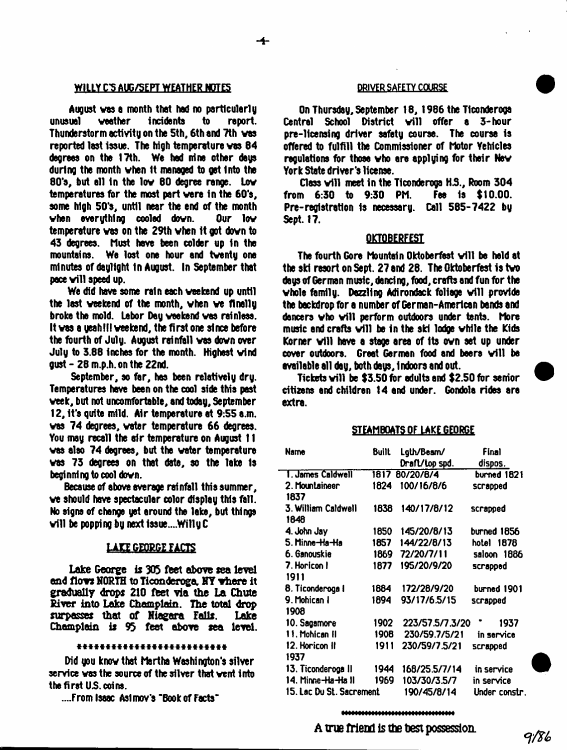## WILLY C'S AUG/SEPT WEATHER NOTES

August was a month that had no particularly unusual weather incidents to report. Thunderstorm activity on the 5th, 6th and 7th was reported last issue. The high temperature was 84 degrees on the 17th. We had nine other days during the month when it managed to get into the 80's, but all in the low 80 degree range. Low temperatures for the most part were in the 60's, some high 50's, until near the end of the month when everything cooled down. Our low temperature was on the 29th when it got down to 43 degrees. Must have been colder up in the mountains. We lost one hour and twenty one minutes of daylight in August. In September that pace will speed up.

We did have some rain each weekend up until the last weekend of the month, when we finally broke the mold. Labor Day weekend was rainless. It was a yeah!!! weekend, the first one since before the fourth of July. August rainfall was down over July to 3.88 inches for the month. Highest wind gust - 28 m.p.h. on the 22nd.

September, so far, has been relatively dry. Temperatures have been on the cool side this past week, but not uncomfortable, and today, September 12, it's quite mild. Air temperature at 9:55 a.m. was 74 degrees, water temperature 66 degrees. You may recall the air temperature on August 11 was also 74 degrees, but the water temperature was 73 degrees on that date, so the lake is beginning to cool down.

Because of above average rainfall this summer, we should have spectacular color display this fall. No signs of change yet around the lake, but things will be popping by next issue....Willy C

## LAKE GEORGE FACTS

Lake George is 305 feet above sea level and flows NORTH to Ticonderoga, NY where it gradually drops 210 feet via the La Chute River into Lake Champlain. The total drop surpasses that of Niagara Falls. Lake Champlain is 95 feet above sea level.

\*\*\*\*\*\*\*\*\*\*\*\*\*\*\*\*\*\*\*\*\*\*\*\*\*\*

Did you know that Martha Washington's silver service was the source of the silver that went into the first U.S. coins.

....From Isaac Asimov's "Book of Facts"

## DRIVER SAFETY COURSE

On Thursday, September 18, 1986 the Ticonderoga Central School District will offer a 3-hour pre-licensing driver safety course. The course is offered to fulfill the Commissioner of Motor Vehicles regulations for those who are applying for their New York State driver's license.

Class will meet in the Ticonderoga H.S., Room 304 from 6:30 to 9:30 PM. Fee is $10.00. Pre-registration is necessary. Call 585-7422 by Sept. 17.

## OKTOBERFEST

The fourth Gore Mountain Oktoberfest will be held at the ski resort on Sept. 27 and 28. The Oktoberfest is two days of German music, dancing, food, crafts and fun for the whole family. Dazzling Adirondack foliage will provide the backdrop for a number of German-American bands and dancers who will perform outdoors under tents. More music and crafts will be in the ski lodge while the Kids Korner will have a stage area of its own set up under cover outdoors. Great German food and beers will be available all day, both days, indoors and out.

Tickets will be $3.50 for adults and $2.50 for senior citizens and children 14 and under. Gondola rides are extra.

## STEAMBOATS OF LAKE GEORGE

| Name | Built | Lgth/Beam/ Draft/top spd. | Final dispos. |
|---|---|---|---|
| 1. James Caldwell | 1817 | 80/20/8/4 | burned 1821 |
| 2. Mountaineer | 1824 | 100/16/8/6 | scrapped 1837 |
| 3. William Caldwell | 1838 | 140/17/8/12 | scrapped 1848 |
| 4. John Jay | 1850 | 145/20/8/13 | burned 1856 |
| 5. Minne-Ha-Ha | 1857 | 144/22/8/13 | hotel 1878 |
| 6. Ganouskie | 1869 | 72/20/7/11 | saloon 1886 |
| 7. Horicon I | 1877 | 195/20/9/20 | scrapped 1911 |
| 8. Ticonderoga I | 1884 | 172/28/9/20 | burned 1901 |
| 9. Mohican I | 1894 | 93/17/6.5/15 | scrapped 1908 |
| 10. Sagamore | 1902 | 223/57.5/7.3/20 | " 1937 |
| 11. Mohican II | 1908 | 230/59.7/5/21 | in service |
| 12. Horicon II | 1911 | 230/59/7.5/21 | scrapped 1937 |
| 13. Ticonderoga II | 1944 | 168/25.5/7/14 | in service |
| 14. Minne-Ha-Ha II | 1969 | 103/30/3.5/7 | in service |
| 15. Lac Du St. Sacrement | | 190/45/8/14 | Under constr. |

A true friend is the best possession.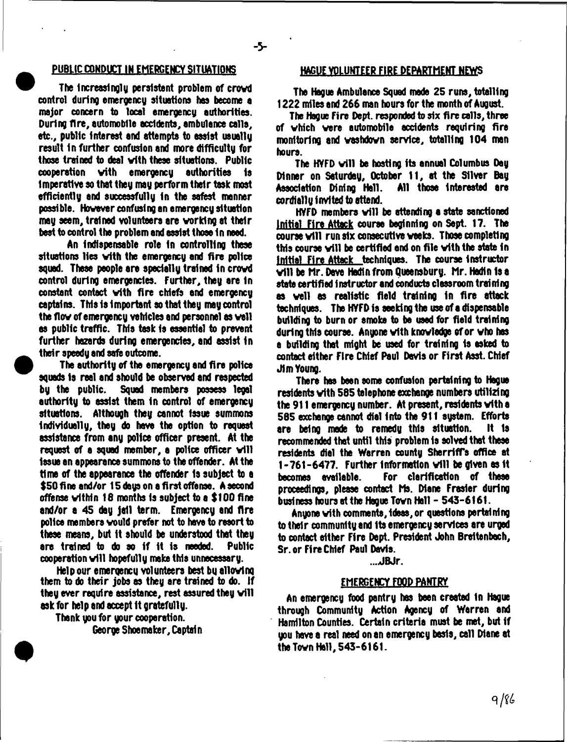## PUBLIC CONDUCT IN EMERGENCY SITUATIONS

The increasingly persistent problem of crowd control during emergency situations has become a major concern to local emergency authorities. During fire, automobile accidents, ambulance calls, etc., public interest and attempts to assist usually result in further confusion and more difficulty for those trained to deal with these situations. Public cooperation with emergency authorities is imperative so that they may perform their task most efficiently and successfully in the safest manner possible. However confusing an emergency situation may seem, trained volunteers are working at their best to control the problem and assist those in need.

An indispensable role in controlling these situations lies with the emergency and fire police squad. These people are specially trained in crowd control during emergencies. Further, they are in constant contact with fire chiefs and emergency captains. This is important so that they may control the flow of emergency vehicles and personnel as well as public traffic. This task is essential to prevent further hazards during emergencies, and assist in their speedy and safe outcome.

The authority of the emergency and fire police squads is real and should be observed and respected by the public. Squad members possess legal authority to assist them in control of emergency situations. Although they cannot issue summons individually, they do have the option to request assistance from any police officer present. At the request of a squad member, a police officer will issue an appearance summons to the offender. At the time of the appearance the offender is subject to a $50 fine and/or 15 days on a first offense. A second offense within 18 months is subject to a $100 fine and/or a 45 day jail term. Emergency and fire police members would prefer not to have to resort to these means, but it should be understood that they are trained to do so if it is needed. Public cooperation will hopefully make this unnecessary.

Help our emergency volunteers best by allowing them to do their jobs as they are trained to do. If they ever require assistance, rest assured they will ask for help and accept it gratefully.

Thank you for your cooperation.

George Shoemaker, Captain

## HAGUE VOLUNTEER FIRE DEPARTMENT NEWS

The Hague Ambulance Squad made 25 runs, totalling 1222 miles and 266 man hours for the month of August.

The Hague Fire Dept. responded to six fire calls, three of which were automobile accidents requiring fire monitoring and washdown service, totalling 104 man hours.

The HVFD will be hosting its annual Columbus Day Dinner on Saturday, October 11, at the Silver Bay Association Dining Hall. All those interested are cordially invited to attend.

HVFD members will be attending a state sanctioned Initial Fire Attack course beginning on Sept. 17. The course will run six consecutive weeks. Those completing this course will be certified and on file with the state in Initial Fire Attack techniques. The course instructor will be Mr. Dave Hadin from Queensbury. Mr. Hadin is a state certified instructor and conducts classroom training as well as realistic field training in fire attack techniques. The HVFD is seeking the use of a dispensable building to burn or smoke to be used for field training during this course. Anyone with knowledge of or who has a building that might be used for training is asked to contact either Fire Chief Paul Davis or First Asst. Chief Jim Young.

There has been some confusion pertaining to Hague residents with 585 telephone exchange numbers utilizing the 911 emergency number. At present, residents with a 585 exchange cannot dial into the 911 system. Efforts are being made to remedy this situation. It is recommended that until this problem is solved that these residents dial the Warren county Sherriff's office at 1-761-6477. Further information will be given as it becomes available. For clarification of these proceedings, please contact Ms. Diane Frasier during business hours at the Hague Town Hall - 543-6161.

Anyone with comments, ideas, or questions pertaining to their community and its emergency services are urged to contact either Fire Dept. President John Breitenbach, Sr. or Fire Chief Paul Davis.

...JBJr.

## EMERGENCY FOOD PANTRY

An emergency food pantry has been created in Hague through Community Action Agency of Warren and Hamilton Counties. Certain criteria must be met, but if you have a real need on an emergency basis, call Diane at the Town Hall, 543-6161.

9/86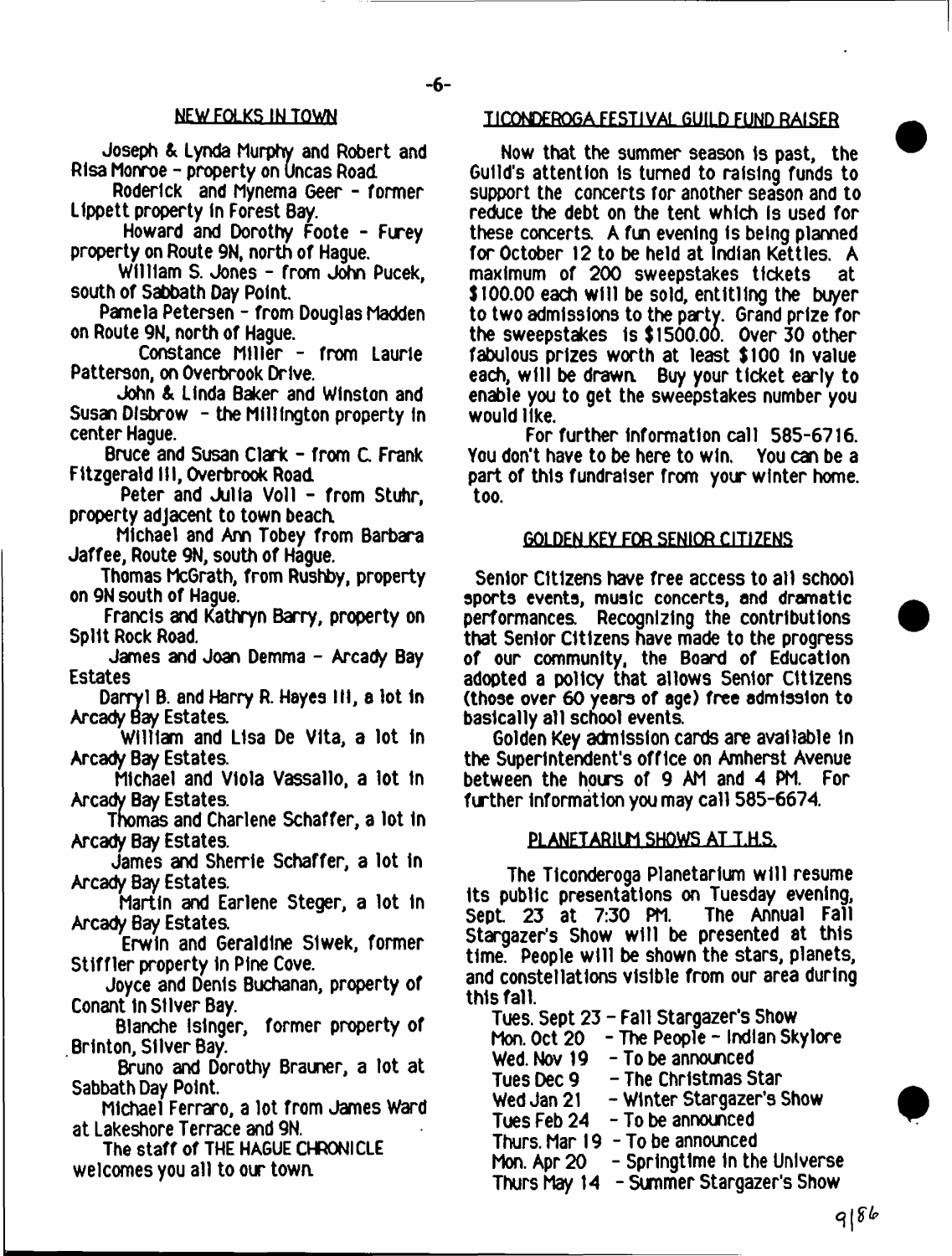## NEW FOLKS IN TOWN

Joseph & Lynda Murphy and Robert and Risa Monroe - property on Uncas Road.

Roderick and Mynema Geer - former Lippett property in Forest Bay.

Howard and Dorothy Foote - Furey property on Route 9N, north of Hague.

William S. Jones - from John Pucek, south of Sabbath Day Point.

Pamela Petersen - from Douglas Madden on Route 9N, north of Hague.

Constance Miller - from Laurie Patterson, on Overbrook Drive.

John & Linda Baker and Winston and Susan Disbrow - the Millington property in center Hague.

Bruce and Susan Clark - from C. Frank Fitzgerald III, Overbrook Road.

Peter and Julia Voll - from Stuhr, property adjacent to town beach.

Michael and Ann Tobey from Barbara Jaffee, Route 9N, south of Hague.

Thomas McGrath, from Rushby, property on 9N south of Hague.

Francis and Kathryn Barry, property on Split Rock Road.

James and Joan Demma - Arcady Bay Estates

Darryl B. and Harry R. Hayes III, a lot in Arcady Bay Estates.

William and Lisa De Vita, a lot in Arcady Bay Estates.

Michael and Viola Vassallo, a lot in Arcady Bay Estates.

Thomas and Charlene Schaffer, a lot in Arcady Bay Estates.

James and Sherrie Schaffer, a lot in Arcady Bay Estates.

Martin and Earlene Steger, a lot in Arcady Bay Estates.

Erwin and Geraldine Siwek, former Stiffler property in Pine Cove.

Joyce and Denis Buchanan, property of Conant in Silver Bay.

Blanche Isinger, former property of Brinton, Silver Bay.

Bruno and Dorothy Brauner, a lot at Sabbath Day Point.

Michael Ferraro, a lot from James Ward at Lakeshore Terrace and 9N.

The staff of THE HAGUE CHRONICLE welcomes you all to our town.

## TICONDEROGA FESTIVAL GUILD FUND RAISER

Now that the summer season is past, the Guild's attention is turned to raising funds to support the concerts for another season and to reduce the debt on the tent which is used for these concerts. A fun evening is being planned for October 12 to be held at Indian Kettles. A maximum of 200 sweepstakes tickets at $100.00 each will be sold, entitling the buyer to two admissions to the party. Grand prize for the sweepstakes is $1500.00. Over 30 other fabulous prizes worth at least $100 in value each, will be drawn. Buy your ticket early to enable you to get the sweepstakes number you would like.

For further information call 585-6716. You don't have to be here to win. You can be a part of this fundraiser from your winter home, too.

## GOLDEN KEY FOR SENIOR CITIZENS

Senior Citizens have free access to all school sports events, music concerts, and dramatic performances. Recognizing the contributions that Senior Citizens have made to the progress of our community, the Board of Education adopted a policy that allows Senior Citizens (those over 60 years of age) free admission to basically all school events.

Golden Key admission cards are available in the Superintendent's office on Amherst Avenue between the hours of 9 AM and 4 PM. For further information you may call 585-6674.

## PLANETARIUM SHOWS AT T.H.S.

The Ticonderoga Planetarium will resume its public presentations on Tuesday evening, Sept. 23 at 7:30 PM. The Annual Fall Stargazer's Show will be presented at this time. People will be shown the stars, planets, and constellations visible from our area during this fall.

Tues. Sept 23 - Fall Stargazer's Show
Mon. Oct 20 - The People - Indian Skylore
Wed. Nov 19 - To be announced
Tues Dec 9 - The Christmas Star
Wed Jan 21 - Winter Stargazer's Show
Tues Feb 24 - To be announced
Thurs. Mar 19 - To be announced
Mon. Apr 20 - Springtime in the Universe
Thurs May 14 - Summer Stargazer's Show

9/86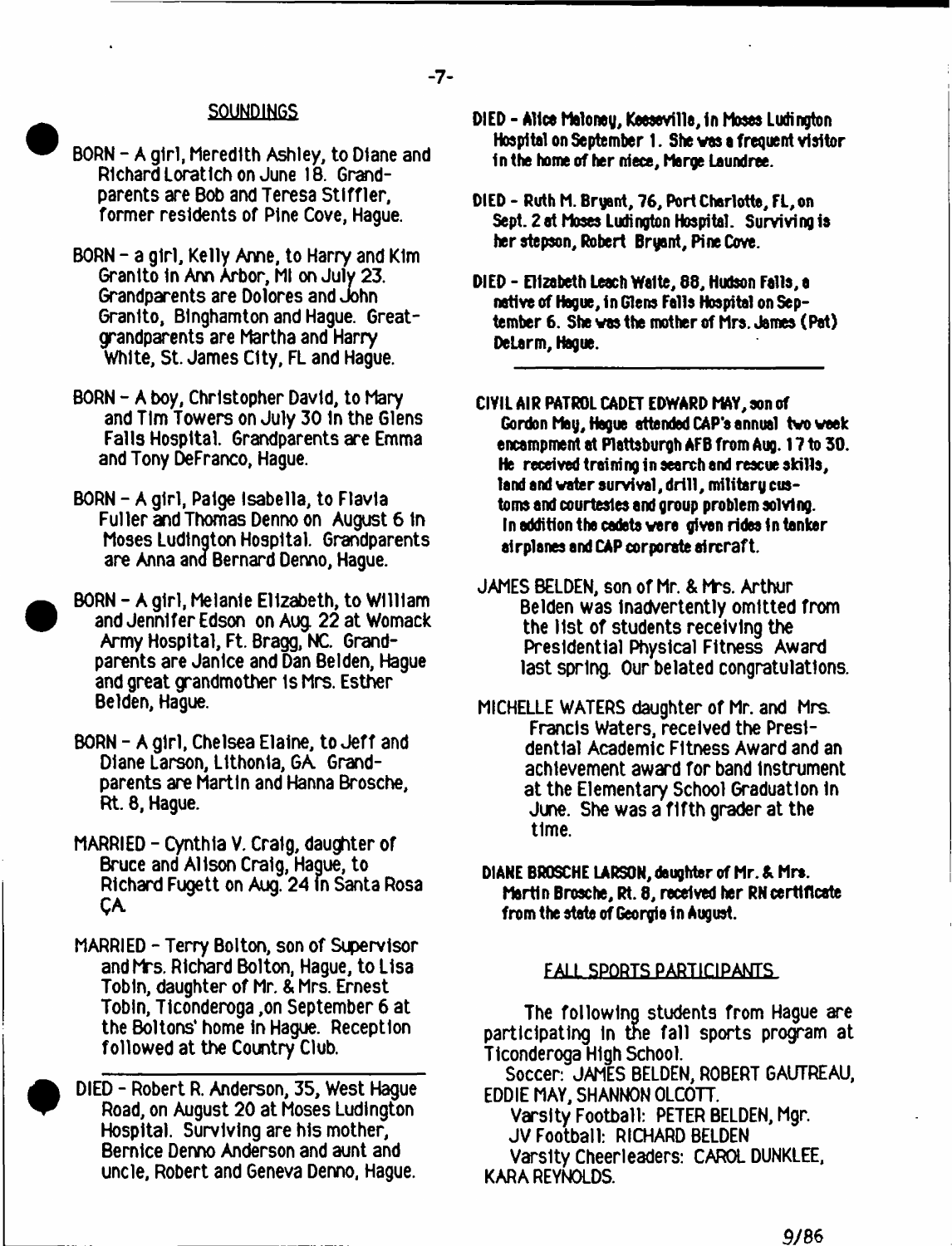## SOUNDINGS

BORN - A girl, Meredith Ashley, to Diane and Richard Loratich on June 18. Grandparents are Bob and Teresa Stiffler, former residents of Pine Cove, Hague.

BORN - a girl, Kelly Anne, to Harry and Kim Granito in Ann Arbor, MI on July 23. Grandparents are Dolores and John Granito, Binghamton and Hague. Great-grandparents are Martha and Harry White, St. James City, FL and Hague.

BORN - A boy, Christopher David, to Mary and Tim Towers on July 30 in the Glens Falls Hospital. Grandparents are Emma and Tony DeFranco, Hague.

BORN - A girl, Paige Isabella, to Flavia Fuller and Thomas Denno on August 6 in Moses Ludington Hospital. Grandparents are Anna and Bernard Denno, Hague.

BORN - A girl, Melanie Elizabeth, to William and Jennifer Edson on Aug. 22 at Womack Army Hospital, Ft. Bragg, NC. Grandparents are Janice and Dan Belden, Hague and great grandmother is Mrs. Esther Belden, Hague.

BORN - A girl, Chelsea Elaine, to Jeff and Diane Larson, Lithonia, GA. Grandparents are Martin and Hanna Brosche, Rt. 8, Hague.

MARRIED - Cynthia V. Craig, daughter of Bruce and Alison Craig, Hague, to Richard Fugett on Aug. 24 in Santa Rosa CA.

MARRIED - Terry Bolton, son of Supervisor and Mrs. Richard Bolton, Hague, to Lisa Tobin, daughter of Mr. & Mrs. Ernest Tobin, Ticonderoga, on September 6 at the Boltons' home in Hague. Reception followed at the Country Club.

---

DIED - Robert R. Anderson, 35, West Hague Road, on August 20 at Moses Ludington Hospital. Surviving are his mother, Bernice Denno Anderson and aunt and uncle, Robert and Geneva Denno, Hague.

**DIED - Alice Maloney, Keeseville, in Moses Ludington Hospital on September 1. She was a frequent visitor in the home of her niece, Marge Laundree.**

**DIED - Ruth M. Bryant, 76, Port Charlotte, FL, on Sept. 2 at Moses Ludington Hospital. Surviving is her stepson, Robert Bryant, Pine Cove.**

**DIED - Elizabeth Leach Waite, 88, Hudson Falls, a native of Hague, in Glens Falls Hospital on September 6. She was the mother of Mrs. James (Pat) DeLarm, Hague.**

---

**CIVIL AIR PATROL CADET EDWARD MAY, son of Gordon May, Hague attended CAP's annual two week encampment at Plattsburgh AFB from Aug. 17 to 30. He received training in search and rescue skills, land and water survival, drill, military customs and courtesies and group problem solving. In addition the cadets were given rides in tanker airplanes and CAP corporate aircraft.**

JAMES BELDEN, son of Mr. & Mrs. Arthur Belden was inadvertently omitted from the list of students receiving the Presidential Physical Fitness Award last spring. Our belated congratulations.

MICHELLE WATERS daughter of Mr. and Mrs. Francis Waters, received the Presidential Academic Fitness Award and an achievement award for band instrument at the Elementary School Graduation in June. She was a fifth grader at the time.

**DIANE BROSCHE LARSON, daughter of Mr. & Mrs. Martin Brosche, Rt. 8, received her RN certificate from the state of Georgia in August.**

## FALL SPORTS PARTICIPANTS

The following students from Hague are participating in the fall sports program at Ticonderoga High School.

Soccer: JAMES BELDEN, ROBERT GAUTREAU, EDDIE MAY, SHANNON OLCOTT.

Varsity Football: PETER BELDEN, Mgr.

JV Football: RICHARD BELDEN

Varsity Cheerleaders: CAROL DUNKLEE, KARA REYNOLDS.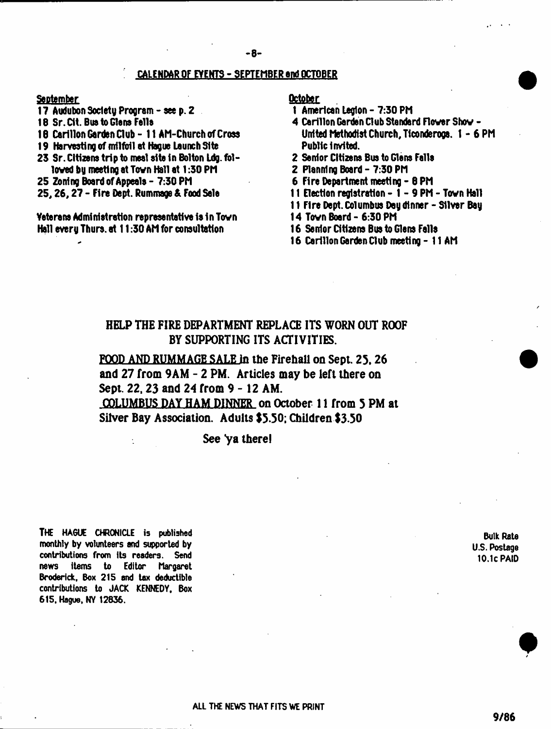## CALENDAR OF EVENTS - SEPTEMBER and OCTOBER

**September**

17 Audubon Society Program - see p. 2
18 Sr. Cit. Bus to Glens Falls
18 Carillon Garden Club - 11 AM-Church of Cross
19 Harvesting of milfoil at Hague Launch Site
23 Sr. Citizens trip to meal site in Bolton Ldg. followed by meeting at Town Hall at 1:30 PM
25 Zoning Board of Appeals - 7:30 PM
25, 26, 27 - Fire Dept. Rummage & Food Sale

Veterans Administration representative is in Town Hall every Thurs. at 11:30 AM for consultation

**October**

1 American Legion - 7:30 PM
4 Carillon Garden Club Standard Flower Show - United Methodist Church, Ticonderoga. 1 - 6 PM Public invited.
2 Senior Citizens Bus to Glens Falls
2 Planning Board - 7:30 PM
6 Fire Department meeting - 8 PM
11 Election registration - 1 - 9 PM - Town Hall
11 Fire Dept. Columbus Day dinner - Silver Bay
14 Town Board - 6:30 PM
16 Senior Citizens Bus to Glens Falls
16 Carillon Garden Club meeting - 11 AM

## HELP THE FIRE DEPARTMENT REPLACE ITS WORN OUT ROOF BY SUPPORTING ITS ACTIVITIES.

FOOD AND RUMMAGE SALE in the Firehall on Sept. 25, 26 and 27 from 9AM - 2 PM. Articles may be left there on Sept. 22, 23 and 24 from 9 - 12 AM.
COLUMBUS DAY HAM DINNER on October 11 from 5 PM at Silver Bay Association. Adults $5.50; Children $3.50

See 'ya there!

THE HAGUE CHRONICLE is published monthly by volunteers and supported by contributions from its readers. Send news items to Editor Margaret Broderick, Box 215 and tax deductible contributions to JACK KENNEDY, Box 615, Hague, NY 12836.

Bulk Rate
U.S. Postage
10.1c PAID

ALL THE NEWS THAT FITS WE PRINT

9/86